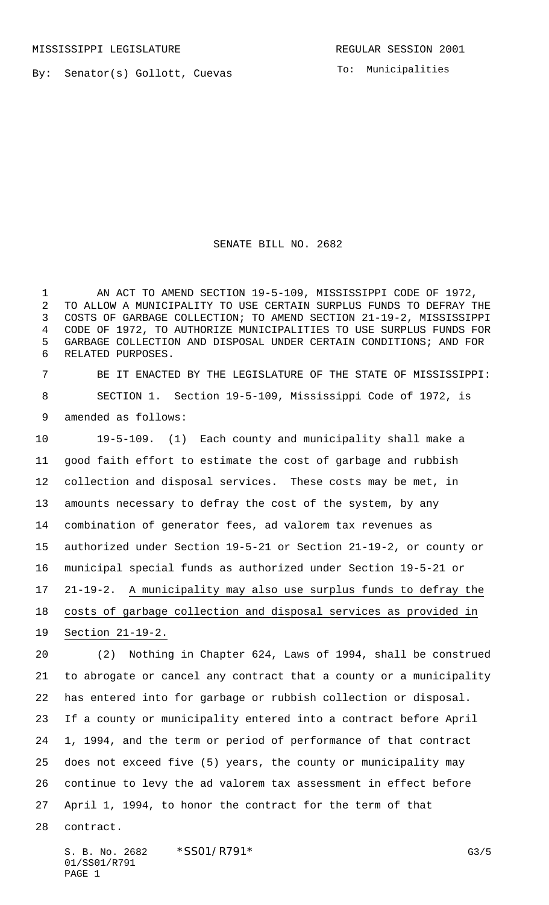MISSISSIPPI LEGISLATURE REGULAR SESSION 2001

By: Senator(s) Gollott, Cuevas

To: Municipalities

# SENATE BILL NO. 2682

AN ACT TO AMEND SECTION 19-5-109, MISSISSIPPI CODE OF 1972, TO ALLOW A MUNICIPALITY TO USE CERTAIN SURPLUS FUNDS TO DEFRAY THE COSTS OF GARBAGE COLLECTION; TO AMEND SECTION 21-19-2, MISSISSIPPI CODE OF 1972, TO AUTHORIZE MUNICIPALITIES TO USE SURPLUS FUNDS FOR GARBAGE COLLECTION AND DISPOSAL UNDER CERTAIN CONDITIONS; AND FOR RELATED PURPOSES.

BE IT ENACTED BY THE LEGISLATURE OF THE STATE OF MISSISSIPPI:

SECTION 1. Section 19-5-109, Mississippi Code of 1972, is amended as follows:

19-5-109. (1) Each county and municipality shall make a good faith effort to estimate the cost of garbage and rubbish collection and disposal services. These costs may be met, in amounts necessary to defray the cost of the system, by any combination of generator fees, ad valorem tax revenues as authorized under Section 19-5-21 or Section 21-19-2, or county or municipal special funds as authorized under Section 19-5-21 or 21-19-2. A municipality may also use surplus funds to defray the costs of garbage collection and disposal services as provided in Section 21-19-2.

(2) Nothing in Chapter 624, Laws of 1994, shall be construed to abrogate or cancel any contract that a county or a municipality has entered into for garbage or rubbish collection or disposal. If a county or municipality entered into a contract before April 1, 1994, and the term or period of performance of that contract does not exceed five (5) years, the county or municipality may continue to levy the ad valorem tax assessment in effect before April 1, 1994, to honor the contract for the term of that contract.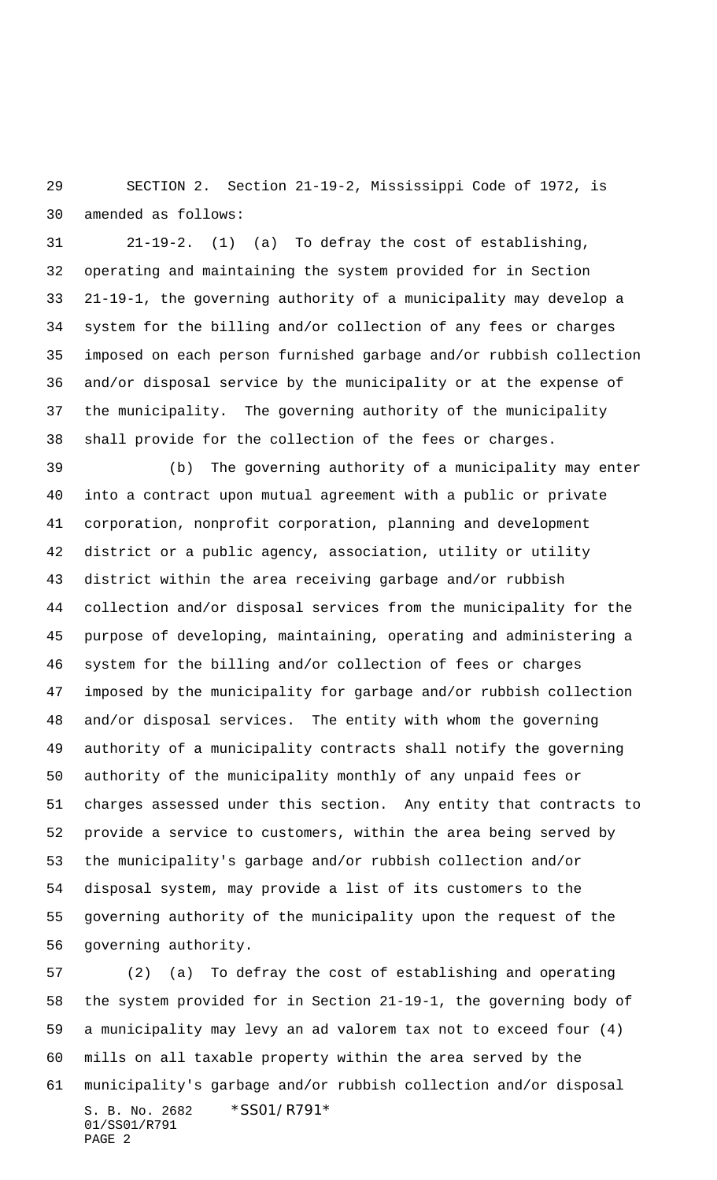SECTION 2. Section 21-19-2, Mississippi Code of 1972, is amended as follows:

21-19-2. (1) (a) To defray the cost of establishing, operating and maintaining the system provided for in Section 21-19-1, the governing authority of a municipality may develop a system for the billing and/or collection of any fees or charges imposed on each person furnished garbage and/or rubbish collection and/or disposal service by the municipality or at the expense of the municipality. The governing authority of the municipality shall provide for the collection of the fees or charges.

(b) The governing authority of a municipality may enter into a contract upon mutual agreement with a public or private corporation, nonprofit corporation, planning and development district or a public agency, association, utility or utility district within the area receiving garbage and/or rubbish collection and/or disposal services from the municipality for the purpose of developing, maintaining, operating and administering a system for the billing and/or collection of fees or charges imposed by the municipality for garbage and/or rubbish collection and/or disposal services. The entity with whom the governing authority of a municipality contracts shall notify the governing authority of the municipality monthly of any unpaid fees or charges assessed under this section. Any entity that contracts to provide a service to customers, within the area being served by the municipality's garbage and/or rubbish collection and/or disposal system, may provide a list of its customers to the governing authority of the municipality upon the request of the governing authority.

(2) (a) To defray the cost of establishing and operating the system provided for in Section 21-19-1, the governing body of a municipality may levy an ad valorem tax not to exceed four (4) mills on all taxable property within the area served by the municipality's garbage and/or rubbish collection and/or disposal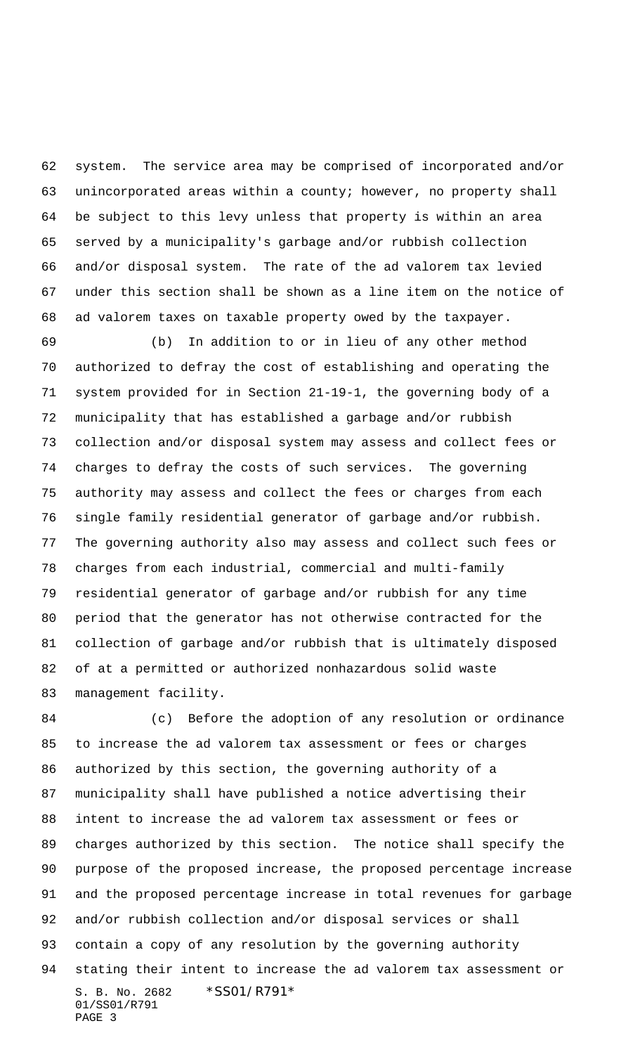system. The service area may be comprised of incorporated and/or unincorporated areas within a county; however, no property shall be subject to this levy unless that property is within an area served by a municipality's garbage and/or rubbish collection and/or disposal system. The rate of the ad valorem tax levied under this section shall be shown as a line item on the notice of ad valorem taxes on taxable property owed by the taxpayer.

(b) In addition to or in lieu of any other method authorized to defray the cost of establishing and operating the system provided for in Section 21-19-1, the governing body of a municipality that has established a garbage and/or rubbish collection and/or disposal system may assess and collect fees or charges to defray the costs of such services. The governing authority may assess and collect the fees or charges from each single family residential generator of garbage and/or rubbish. The governing authority also may assess and collect such fees or charges from each industrial, commercial and multi-family residential generator of garbage and/or rubbish for any time period that the generator has not otherwise contracted for the collection of garbage and/or rubbish that is ultimately disposed of at a permitted or authorized nonhazardous solid waste management facility.

(c) Before the adoption of any resolution or ordinance to increase the ad valorem tax assessment or fees or charges authorized by this section, the governing authority of a municipality shall have published a notice advertising their intent to increase the ad valorem tax assessment or fees or charges authorized by this section. The notice shall specify the purpose of the proposed increase, the proposed percentage increase and the proposed percentage increase in total revenues for garbage and/or rubbish collection and/or disposal services or shall contain a copy of any resolution by the governing authority stating their intent to increase the ad valorem tax assessment or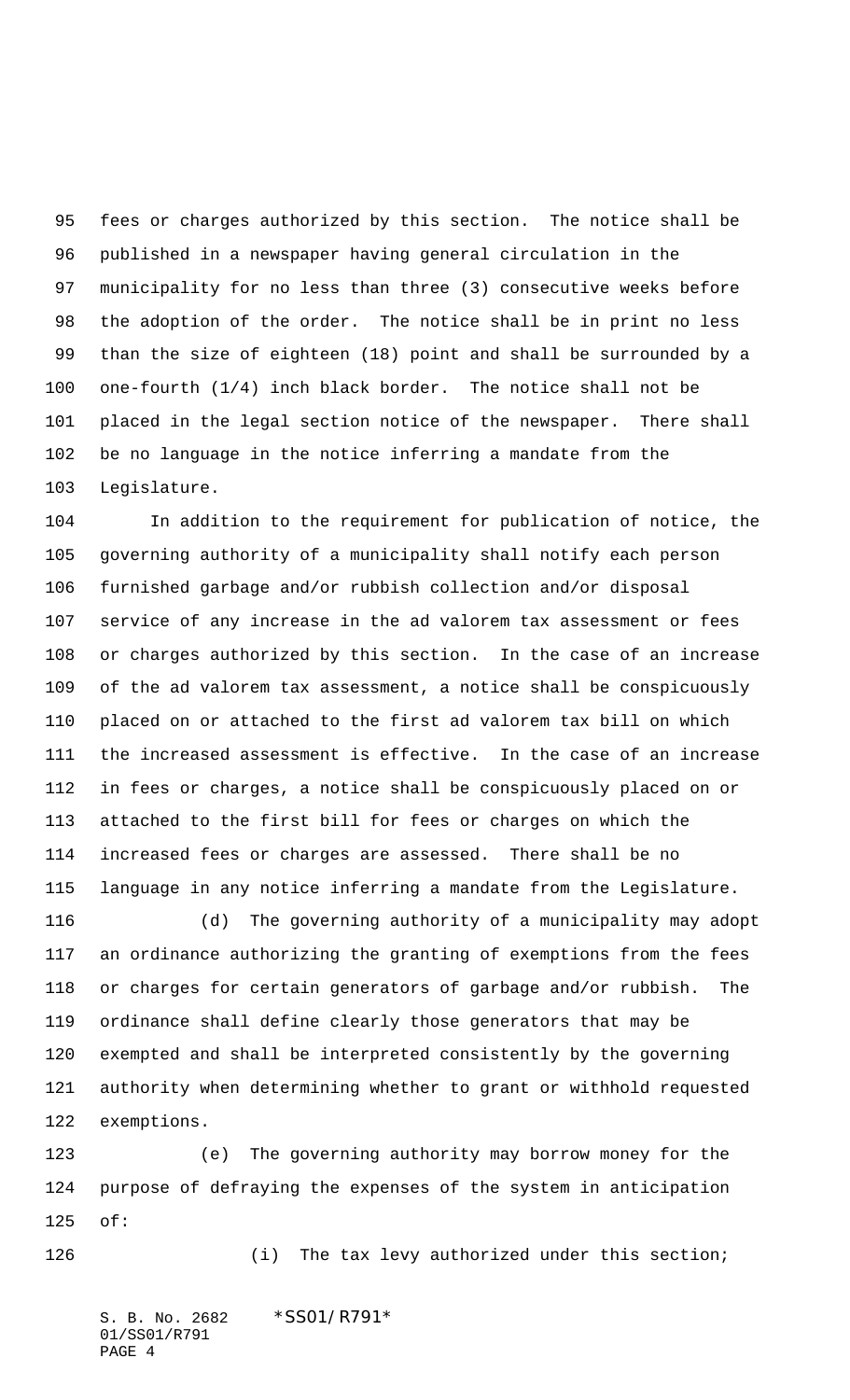fees or charges authorized by this section. The notice shall be published in a newspaper having general circulation in the municipality for no less than three (3) consecutive weeks before the adoption of the order. The notice shall be in print no less than the size of eighteen (18) point and shall be surrounded by a one-fourth (1/4) inch black border. The notice shall not be placed in the legal section notice of the newspaper. There shall be no language in the notice inferring a mandate from the Legislature.

In addition to the requirement for publication of notice, the governing authority of a municipality shall notify each person furnished garbage and/or rubbish collection and/or disposal service of any increase in the ad valorem tax assessment or fees or charges authorized by this section. In the case of an increase of the ad valorem tax assessment, a notice shall be conspicuously placed on or attached to the first ad valorem tax bill on which the increased assessment is effective. In the case of an increase in fees or charges, a notice shall be conspicuously placed on or attached to the first bill for fees or charges on which the increased fees or charges are assessed. There shall be no language in any notice inferring a mandate from the Legislature.

(d) The governing authority of a municipality may adopt an ordinance authorizing the granting of exemptions from the fees or charges for certain generators of garbage and/or rubbish. The ordinance shall define clearly those generators that may be exempted and shall be interpreted consistently by the governing authority when determining whether to grant or withhold requested exemptions.

(e) The governing authority may borrow money for the purpose of defraying the expenses of the system in anticipation of:

(i) The tax levy authorized under this section;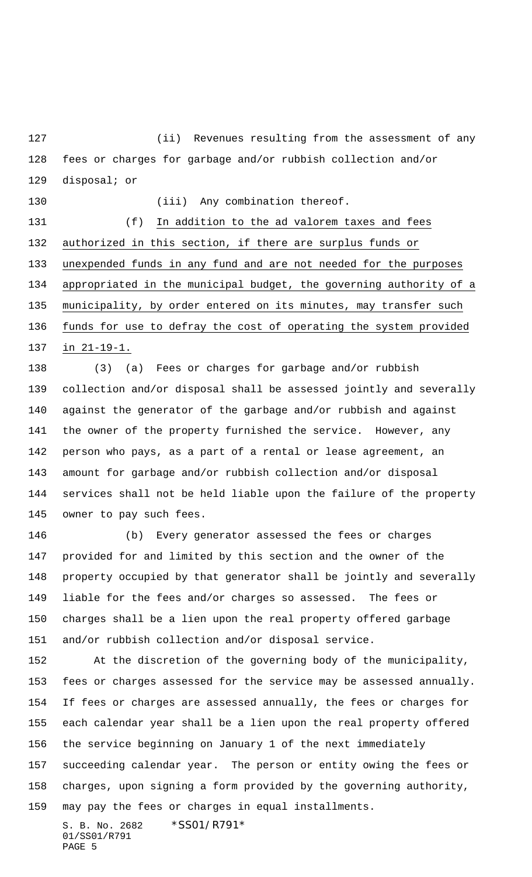(ii) Revenues resulting from the assessment of any fees or charges for garbage and/or rubbish collection and/or disposal; or

(iii) Any combination thereof.

(f) In addition to the ad valorem taxes and fees authorized in this section, if there are surplus funds or unexpended funds in any fund and are not needed for the purposes appropriated in the municipal budget, the governing authority of a municipality, by order entered on its minutes, may transfer such funds for use to defray the cost of operating the system provided in 21-19-1.

(3) (a) Fees or charges for garbage and/or rubbish collection and/or disposal shall be assessed jointly and severally against the generator of the garbage and/or rubbish and against the owner of the property furnished the service. However, any person who pays, as a part of a rental or lease agreement, an amount for garbage and/or rubbish collection and/or disposal services shall not be held liable upon the failure of the property owner to pay such fees.

(b) Every generator assessed the fees or charges provided for and limited by this section and the owner of the property occupied by that generator shall be jointly and severally liable for the fees and/or charges so assessed. The fees or charges shall be a lien upon the real property offered garbage and/or rubbish collection and/or disposal service.

At the discretion of the governing body of the municipality, fees or charges assessed for the service may be assessed annually. If fees or charges are assessed annually, the fees or charges for each calendar year shall be a lien upon the real property offered the service beginning on January 1 of the next immediately succeeding calendar year. The person or entity owing the fees or charges, upon signing a form provided by the governing authority, may pay the fees or charges in equal installments.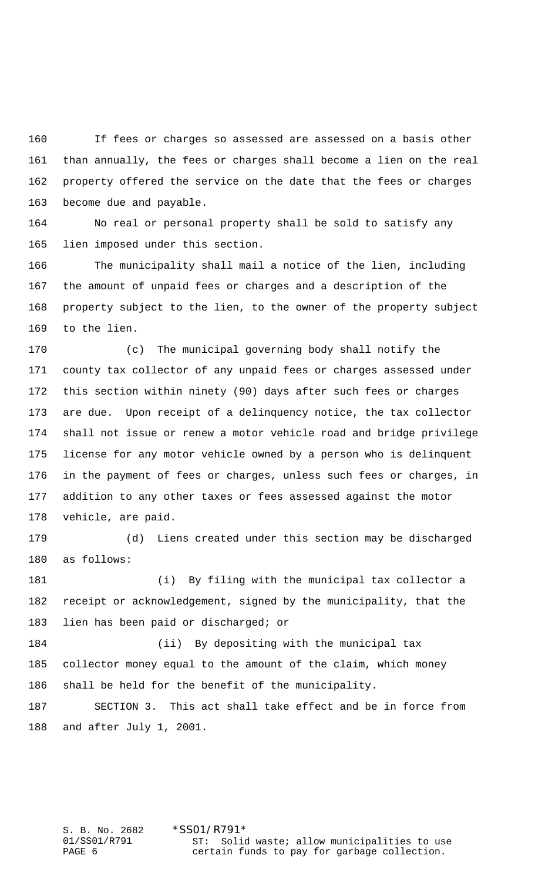If fees or charges so assessed are assessed on a basis other than annually, the fees or charges shall become a lien on the real property offered the service on the date that the fees or charges become due and payable.

No real or personal property shall be sold to satisfy any lien imposed under this section.

The municipality shall mail a notice of the lien, including the amount of unpaid fees or charges and a description of the property subject to the lien, to the owner of the property subject to the lien.

(c) The municipal governing body shall notify the county tax collector of any unpaid fees or charges assessed under this section within ninety (90) days after such fees or charges are due. Upon receipt of a delinquency notice, the tax collector shall not issue or renew a motor vehicle road and bridge privilege license for any motor vehicle owned by a person who is delinquent in the payment of fees or charges, unless such fees or charges, in addition to any other taxes or fees assessed against the motor vehicle, are paid.

(d) Liens created under this section may be discharged as follows:

(i) By filing with the municipal tax collector a receipt or acknowledgement, signed by the municipality, that the lien has been paid or discharged; or

(ii) By depositing with the municipal tax collector money equal to the amount of the claim, which money shall be held for the benefit of the municipality.

SECTION 3. This act shall take effect and be in force from and after July 1, 2001.